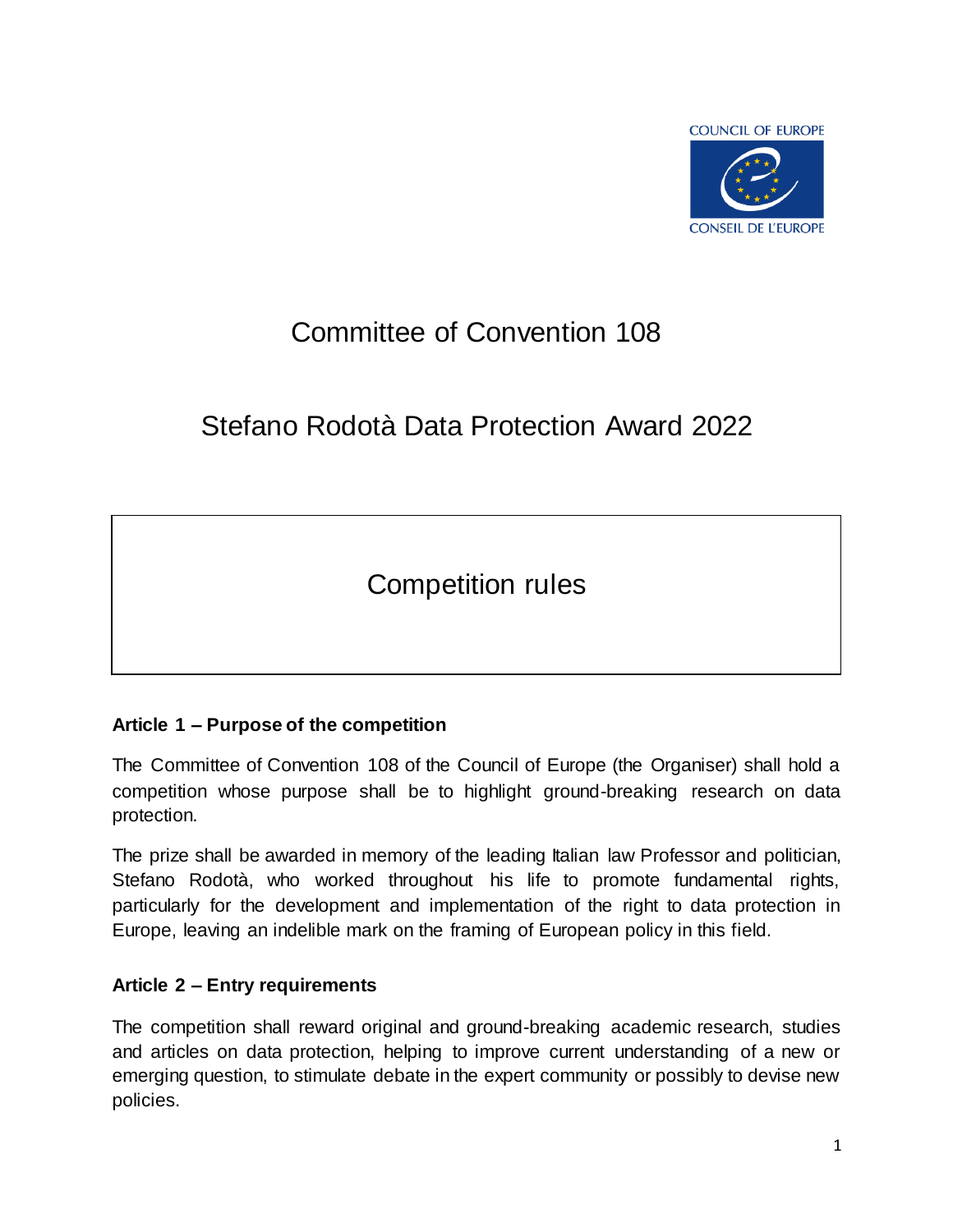COUNCIL OF EUROPE

CONSEIL DE L'EUROPE

# Committee of Convention 108

# Stefano Rodotà Data Protection Award 2022

## Competition rules

### Article 1 – Purpose of the competition

The Committee of Convention 108 of the Council of Europe (the Organiser) shall hold a competition whose purpose shall be to highlight ground-breaking research on data protection.

The prize shall be awarded in memory of the leading Italian law Professor and politician, Stefano Rodotà, who worked throughout his life to promote fundamental rights, particularly for the development and implementation of the right to data protection in Europe, leaving an indelible mark on the framing of European policy in this field.

### Article 2 – Entry requirements

The competition shall reward original and ground-breaking academic research, studies and articles on data protection, helping to improve current understanding of a new or emerging question, to stimulate debate in the expert community or possibly to devise new policies.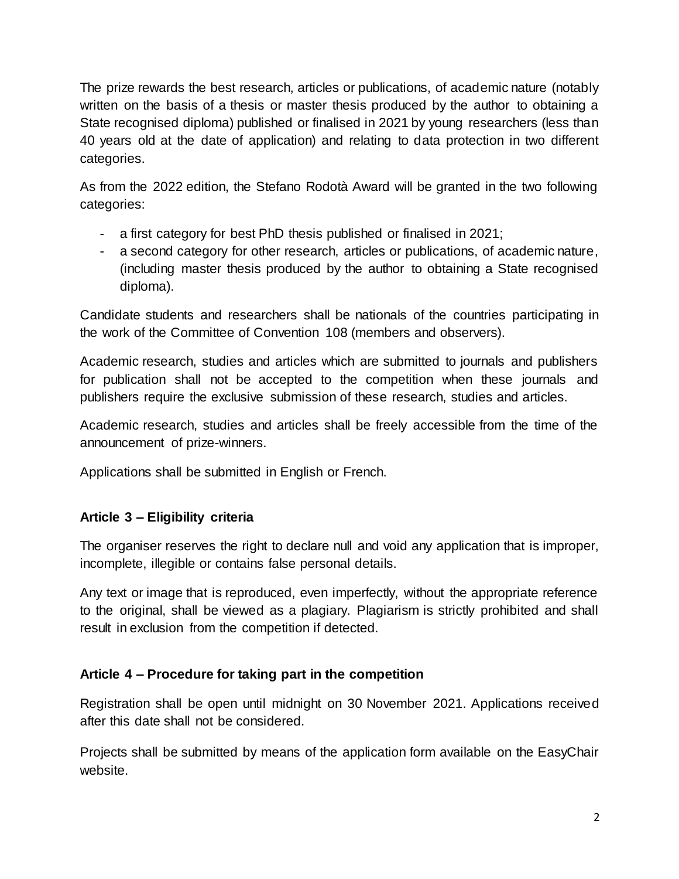The prize rewards the best research, articles or publications, of academic nature (notably written on the basis of a thesis or master thesis produced by the author to obtaining a State recognised diploma) published or finalised in 2021 by young researchers (less than 40 years old at the date of application) and relating to data protection in two different categories.

As from the 2022 edition, the Stefano Rodotà Award will be granted in the two following categories:

- a first category for best PhD thesis published or finalised in 2021;
- a second category for other research, articles or publications, of academic nature, (including master thesis produced by the author to obtaining a State recognised diploma).

Candidate students and researchers shall be nationals of the countries participating in the work of the Committee of Convention 108 (members and observers).

Academic research, studies and articles which are submitted to journals and publishers for publication shall not be accepted to the competition when these journals and publishers require the exclusive submission of these research, studies and articles.

Academic research, studies and articles shall be freely accessible from the time of the announcement of prize-winners.

Applications shall be submitted in English or French.

### Article 3 – Eligibility criteria

The organiser reserves the right to declare null and void any application that is improper, incomplete, illegible or contains false personal details.

Any text or image that is reproduced, even imperfectly, without the appropriate reference to the original, shall be viewed as a plagiary. Plagiarism is strictly prohibited and shall result in exclusion from the competition if detected.

### Article 4 – Procedure for taking part in the competition

Registration shall be open until midnight on 30 November 2021. Applications received after this date shall not be considered.

Projects shall be submitted by means of the application form available on the EasyChair website.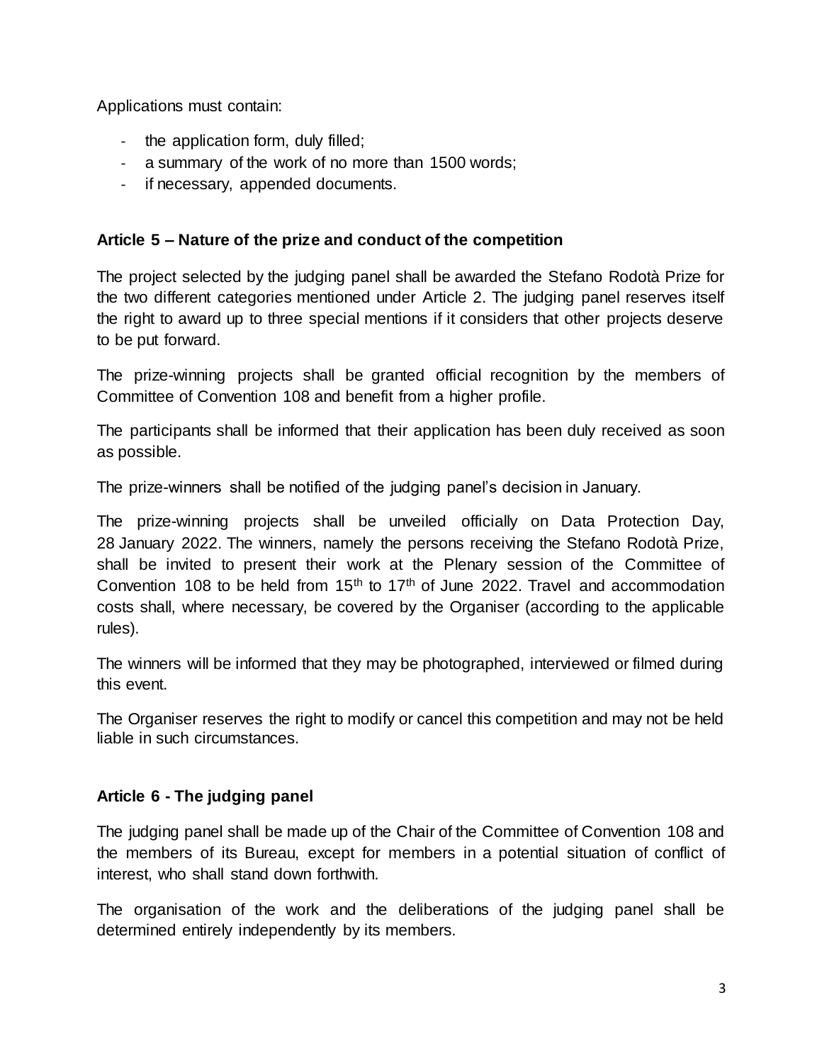Applications must contain:

- the application form, duly filled;
- a summary of the work of no more than 1500 words;
- if necessary, appended documents.

### Article 5 – Nature of the prize and conduct of the competition

The project selected by the judging panel shall be awarded the Stefano Rodotà Prize for the two different categories mentioned under Article 2. The judging panel reserves itself the right to award up to three special mentions if it considers that other projects deserve to be put forward.

The prize-winning projects shall be granted official recognition by the members of Committee of Convention 108 and benefit from a higher profile.

The participants shall be informed that their application has been duly received as soon as possible.

The prize-winners shall be notified of the judging panel's decision in January.

The prize-winning projects shall be unveiled officially on Data Protection Day, 28 January 2022. The winners, namely the persons receiving the Stefano Rodotà Prize, shall be invited to present their work at the Plenary session of the Committee of Convention 108 to be held from 15th to 17th of June 2022. Travel and accommodation costs shall, where necessary, be covered by the Organiser (according to the applicable rules).

The winners will be informed that they may be photographed, interviewed or filmed during this event.

The Organiser reserves the right to modify or cancel this competition and may not be held liable in such circumstances.

### Article 6 - The judging panel

The judging panel shall be made up of the Chair of the Committee of Convention 108 and the members of its Bureau, except for members in a potential situation of conflict of interest, who shall stand down forthwith.

The organisation of the work and the deliberations of the judging panel shall be determined entirely independently by its members.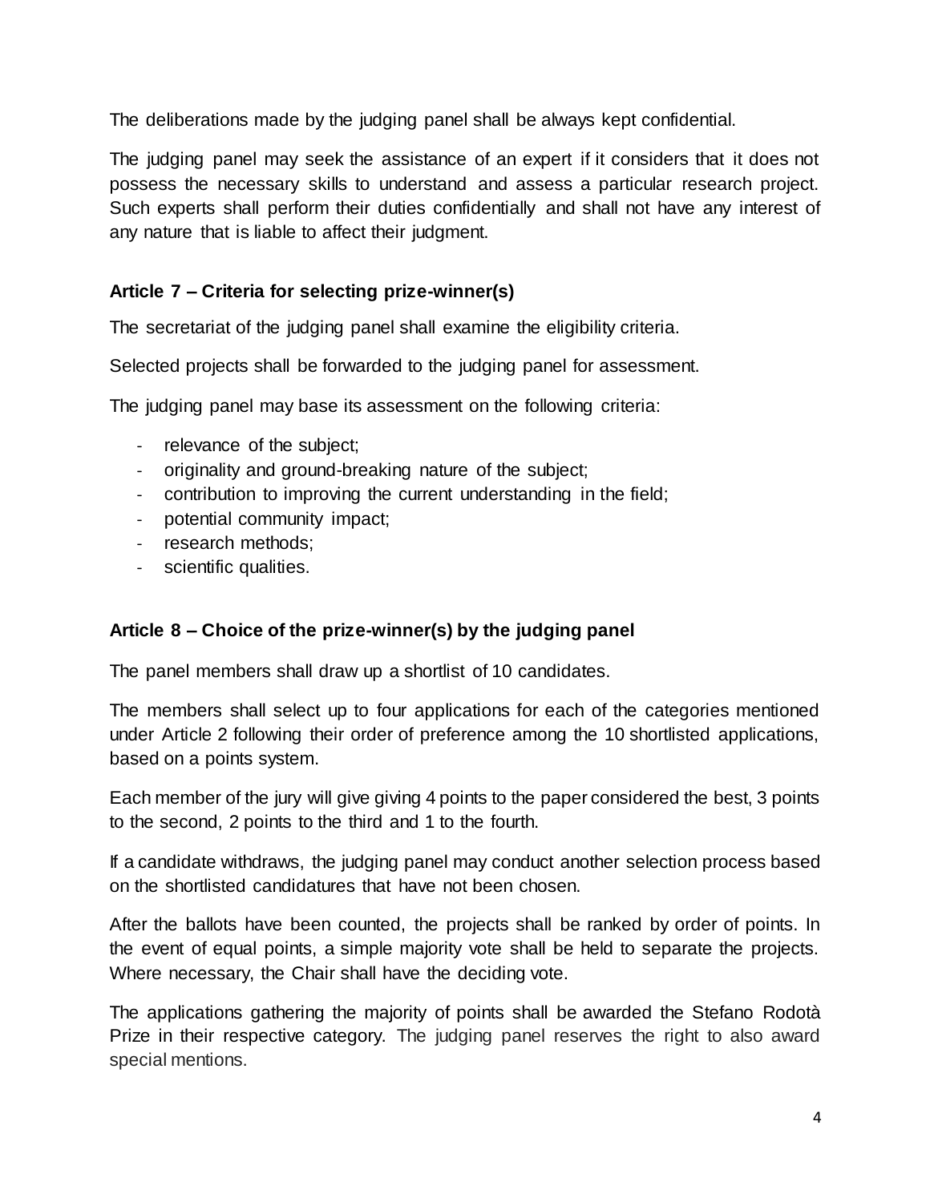The deliberations made by the judging panel shall be always kept confidential.

The judging panel may seek the assistance of an expert if it considers that it does not possess the necessary skills to understand and assess a particular research project. Such experts shall perform their duties confidentially and shall not have any interest of any nature that is liable to affect their judgment.

**Article 7 – Criteria for selecting prize-winner(s)**

The secretariat of the judging panel shall examine the eligibility criteria.

Selected projects shall be forwarded to the judging panel for assessment.

The judging panel may base its assessment on the following criteria:

- relevance of the subject;
- originality and ground-breaking nature of the subject;
- contribution to improving the current understanding in the field;
- potential community impact;
- research methods;
- scientific qualities.

**Article 8 – Choice of the prize-winner(s) by the judging panel**

The panel members shall draw up a shortlist of 10 candidates.

The members shall select up to four applications for each of the categories mentioned under Article 2 following their order of preference among the 10 shortlisted applications, based on a points system.

Each member of the jury will give giving 4 points to the paper considered the best, 3 points to the second, 2 points to the third and 1 to the fourth.

If a candidate withdraws, the judging panel may conduct another selection process based on the shortlisted candidatures that have not been chosen.

After the ballots have been counted, the projects shall be ranked by order of points. In the event of equal points, a simple majority vote shall be held to separate the projects. Where necessary, the Chair shall have the deciding vote.

The applications gathering the majority of points shall be awarded the Stefano Rodotà Prize in their respective category. The judging panel reserves the right to also award special mentions.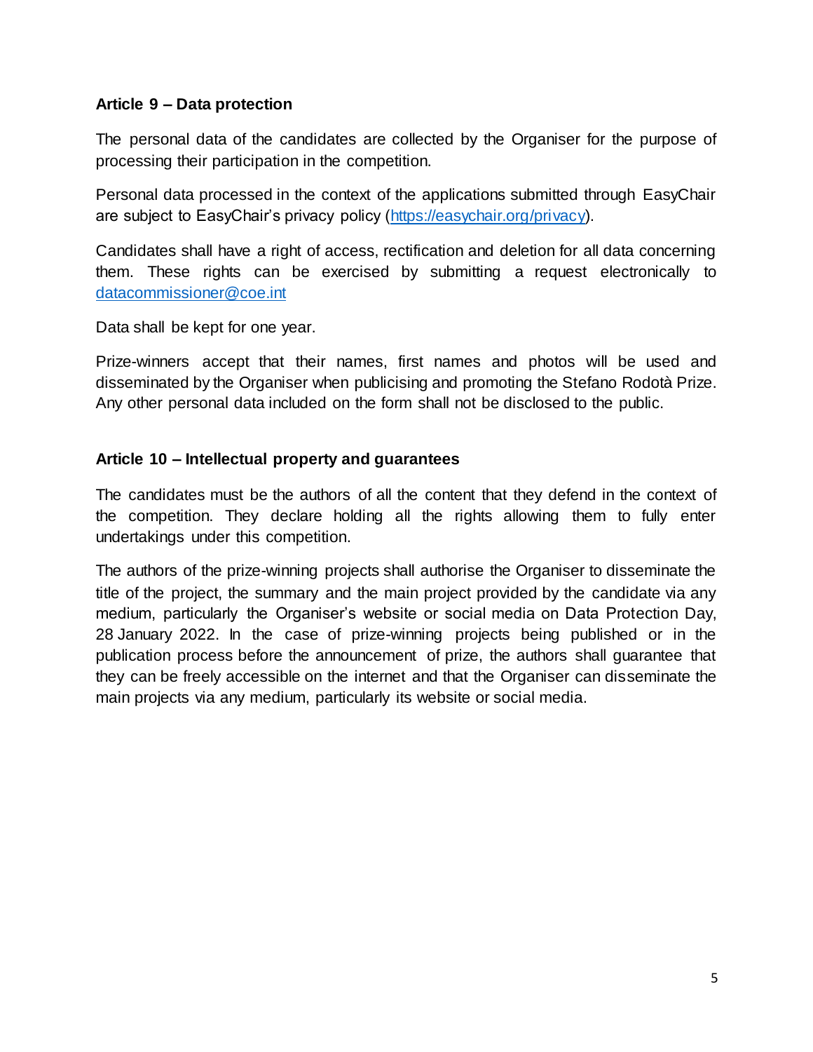**Article 9 – Data protection**

The personal data of the candidates are collected by the Organiser for the purpose of processing their participation in the competition.

Personal data processed in the context of the applications submitted through EasyChair are subject to EasyChair's privacy policy (https://easychair.org/privacy).

Candidates shall have a right of access, rectification and deletion for all data concerning them. These rights can be exercised by submitting a request electronically to datacommissioner@coe.int

Data shall be kept for one year.

Prize-winners accept that their names, first names and photos will be used and disseminated by the Organiser when publicising and promoting the Stefano Rodotà Prize. Any other personal data included on the form shall not be disclosed to the public.

**Article 10 – Intellectual property and guarantees**

The candidates must be the authors of all the content that they defend in the context of the competition. They declare holding all the rights allowing them to fully enter undertakings under this competition.

The authors of the prize-winning projects shall authorise the Organiser to disseminate the title of the project, the summary and the main project provided by the candidate via any medium, particularly the Organiser's website or social media on Data Protection Day, 28 January 2022. In the case of prize-winning projects being published or in the publication process before the announcement of prize, the authors shall guarantee that they can be freely accessible on the internet and that the Organiser can disseminate the main projects via any medium, particularly its website or social media.